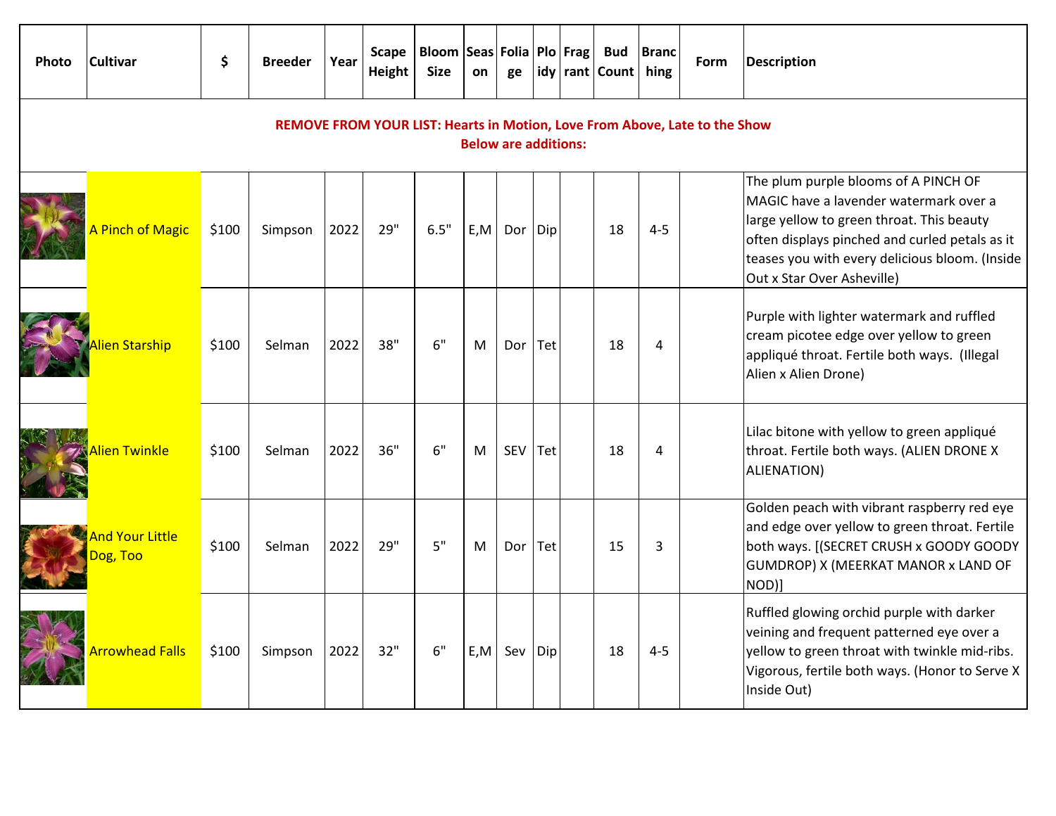| Photo | Cultivar | $ | Breeder | Year | Scape Height | Bloom Size | Season | Foliage | Ploidy | Fragrant | Bud Count | Branching | Form | Description |
|---|---|---|---|---|---|---|---|---|---|---|---|---|---|---|
| **REMOVE FROM YOUR LIST: Hearts in Motion, Love From Above, Late to the Show Below are additions:** | | | | | | | | | | | | | | |
| | A Pinch of Magic | $100 | Simpson | 2022 | 29" | 6.5" | E,M | Dor | Dip | | 18 | 4-5 | | The plum purple blooms of A PINCH OF MAGIC have a lavender watermark over a large yellow to green throat. This beauty often displays pinched and curled petals as it teases you with every delicious bloom. (Inside Out x Star Over Asheville) |
| | Alien Starship | $100 | Selman | 2022 | 38" | 6" | M | Dor | Tet | | 18 | 4 | | Purple with lighter watermark and ruffled cream picotee edge over yellow to green appliqué throat. Fertile both ways. (Illegal Alien x Alien Drone) |
| | Alien Twinkle | $100 | Selman | 2022 | 36" | 6" | M | SEV | Tet | | 18 | 4 | | Lilac bitone with yellow to green appliqué throat. Fertile both ways. (ALIEN DRONE X ALIENATION) |
| | And Your Little Dog, Too | $100 | Selman | 2022 | 29" | 5" | M | Dor | Tet | | 15 | 3 | | Golden peach with vibrant raspberry red eye and edge over yellow to green throat. Fertile both ways. [(SECRET CRUSH x GOODY GOODY GUMDROP) X (MEERKAT MANOR x LAND OF NOD)] |
| | Arrowhead Falls | $100 | Simpson | 2022 | 32" | 6" | E,M | Sev | Dip | | 18 | 4-5 | | Ruffled glowing orchid purple with darker veining and frequent patterned eye over a yellow to green throat with twinkle mid-ribs. Vigorous, fertile both ways. (Honor to Serve X Inside Out) |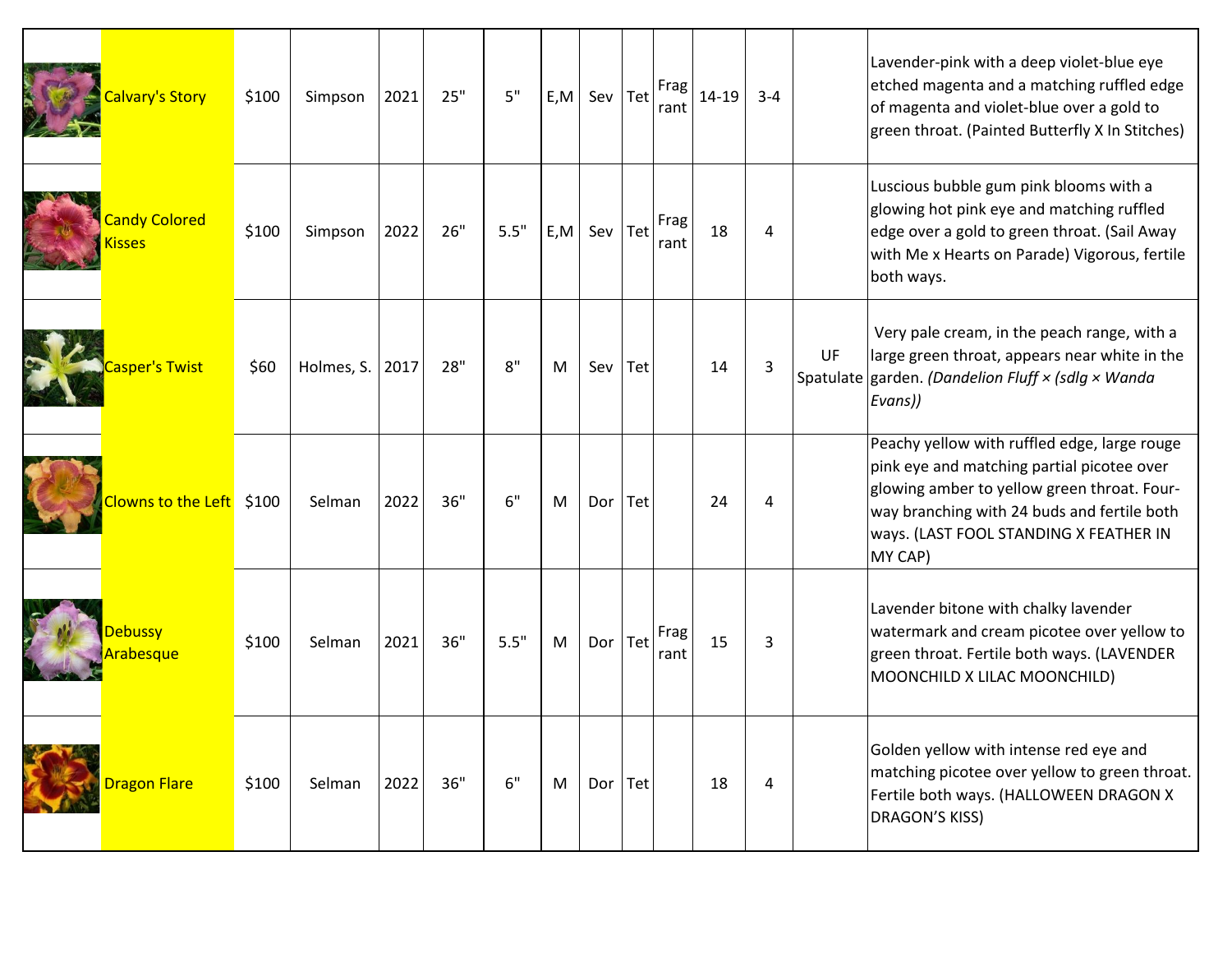| | Name | Price | Hybridizer | Year | Height | Bloom Size | Season | Foliage | Ploidy | Fragrance | Buds | Branches | Form | Description |
|---|---|---|---|---|---|---|---|---|---|---|---|---|---|---|
| | Calvary's Story | $100 | Simpson | 2021 | 25" | 5" | E,M | Sev | Tet | Fragrant | 14-19 | 3-4 | | Lavender-pink with a deep violet-blue eye etched magenta and a matching ruffled edge of magenta and violet-blue over a gold to green throat. (Painted Butterfly X In Stitches) |
| | Candy Colored Kisses | $100 | Simpson | 2022 | 26" | 5.5" | E,M | Sev | Tet | Fragrant | 18 | 4 | | Luscious bubble gum pink blooms with a glowing hot pink eye and matching ruffled edge over a gold to green throat. (Sail Away with Me x Hearts on Parade) Vigorous, fertile both ways. |
| | Casper's Twist | $60 | Holmes, S. | 2017 | 28" | 8" | M | Sev | Tet | | 14 | 3 | UF Spatulate | Very pale cream, in the peach range, with a large green throat, appears near white in the garden. *(Dandelion Fluff × (sdlg × Wanda Evans))* |
| | Clowns to the Left | $100 | Selman | 2022 | 36" | 6" | M | Dor | Tet | | 24 | 4 | | Peachy yellow with ruffled edge, large rouge pink eye and matching partial picotee over glowing amber to yellow green throat. Four-way branching with 24 buds and fertile both ways. (LAST FOOL STANDING X FEATHER IN MY CAP) |
| | Debussy Arabesque | $100 | Selman | 2021 | 36" | 5.5" | M | Dor | Tet | Fragrant | 15 | 3 | | Lavender bitone with chalky lavender watermark and cream picotee over yellow to green throat. Fertile both ways. (LAVENDER MOONCHILD X LILAC MOONCHILD) |
| | Dragon Flare | $100 | Selman | 2022 | 36" | 6" | M | Dor | Tet | | 18 | 4 | | Golden yellow with intense red eye and matching picotee over yellow to green throat. Fertile both ways. (HALLOWEEN DRAGON X DRAGON'S KISS) |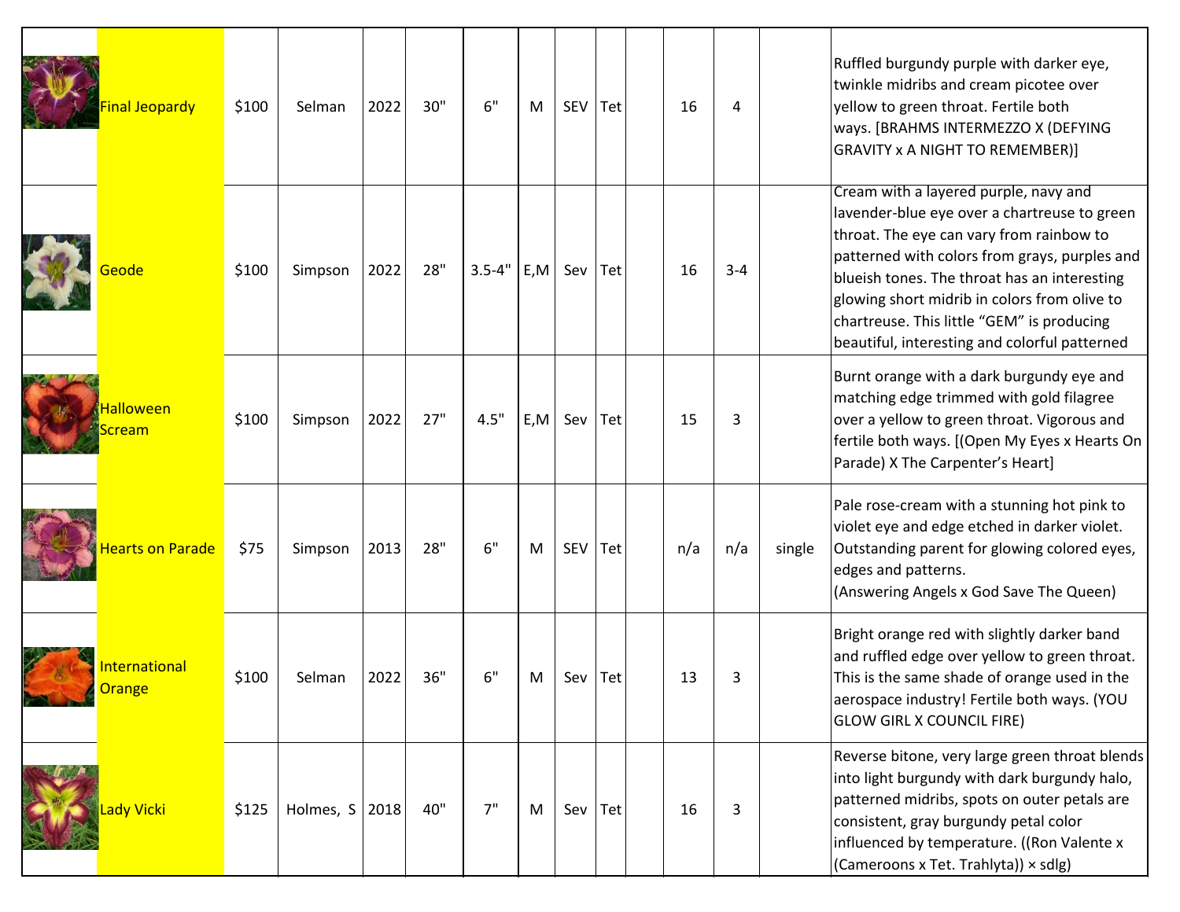| | | | | | | | | | | | | | | |
|---|---|---|---|---|---|---|---|---|---|---|---|---|---|---|
| | Final Jeopardy | $100 | Selman | 2022 | 30" | 6" | M | SEV | Tet | | 16 | 4 | | Ruffled burgundy purple with darker eye, twinkle midribs and cream picotee over yellow to green throat. Fertile both ways. [BRAHMS INTERMEZZO X (DEFYING GRAVITY x A NIGHT TO REMEMBER)] |
| | Geode | $100 | Simpson | 2022 | 28" | 3.5-4" | E,M | Sev | Tet | | 16 | 3-4 | | Cream with a layered purple, navy and lavender-blue eye over a chartreuse to green throat. The eye can vary from rainbow to patterned with colors from grays, purples and blueish tones. The throat has an interesting glowing short midrib in colors from olive to chartreuse. This little "GEM" is producing beautiful, interesting and colorful patterned |
| | Halloween Scream | $100 | Simpson | 2022 | 27" | 4.5" | E,M | Sev | Tet | | 15 | 3 | | Burnt orange with a dark burgundy eye and matching edge trimmed with gold filagree over a yellow to green throat. Vigorous and fertile both ways. [(Open My Eyes x Hearts On Parade) X The Carpenter's Heart] |
| | Hearts on Parade | $75 | Simpson | 2013 | 28" | 6" | M | SEV | Tet | | n/a | n/a | single | Pale rose-cream with a stunning hot pink to violet eye and edge etched in darker violet. Outstanding parent for glowing colored eyes, edges and patterns.<br>(Answering Angels x God Save The Queen) |
| | International Orange | $100 | Selman | 2022 | 36" | 6" | M | Sev | Tet | | 13 | 3 | | Bright orange red with slightly darker band and ruffled edge over yellow to green throat. This is the same shade of orange used in the aerospace industry! Fertile both ways. (YOU GLOW GIRL X COUNCIL FIRE) |
| | Lady Vicki | $125 | Holmes, S | 2018 | 40" | 7" | M | Sev | Tet | | 16 | 3 | | Reverse bitone, very large green throat blends into light burgundy with dark burgundy halo, patterned midribs, spots on outer petals are consistent, gray burgundy petal color influenced by temperature. ((Ron Valente x (Cameroons x Tet. Trahlyta)) × sdlg) |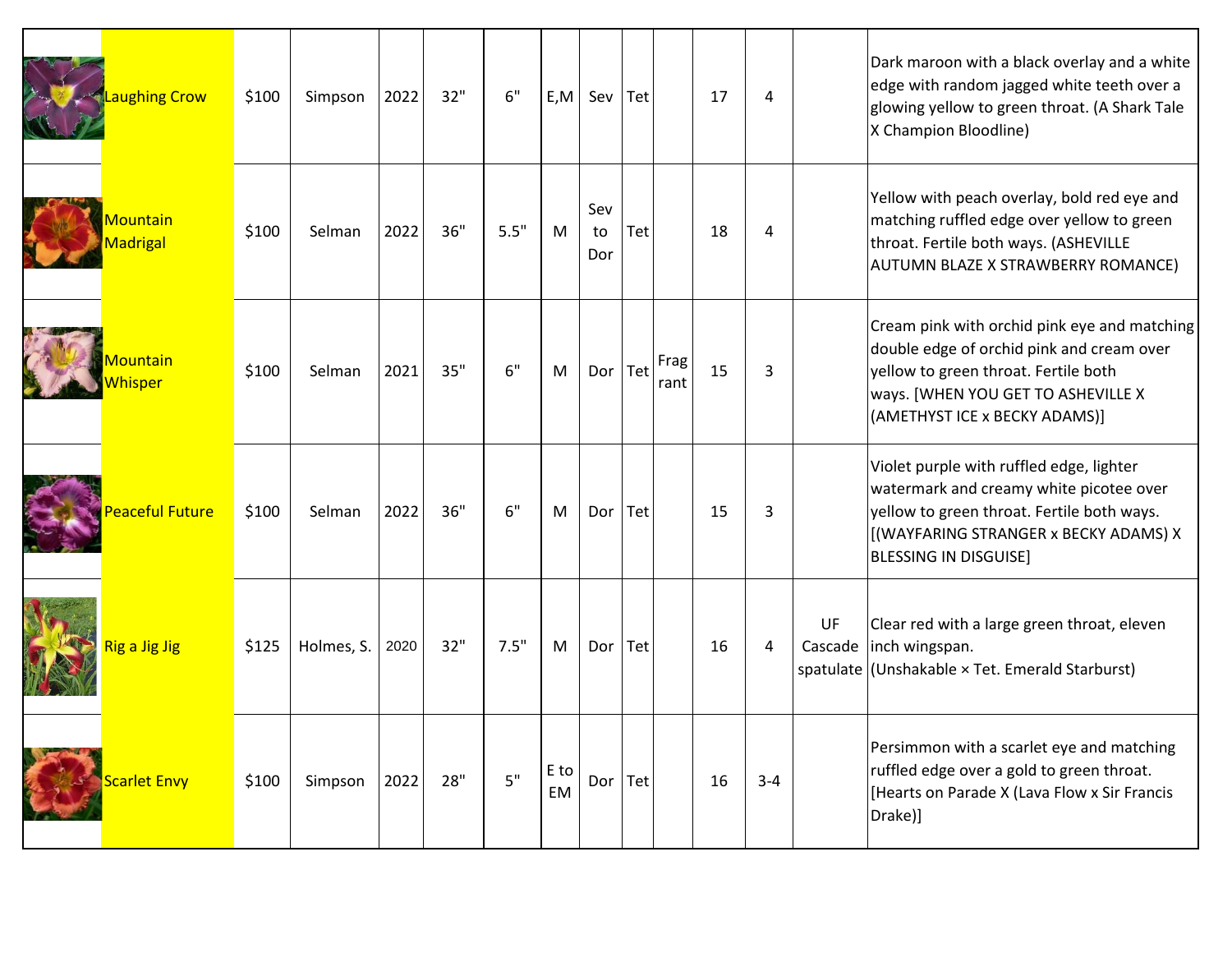| | Name | Price | Hybridizer | Year | Height | Bloom Size | Season | Foliage | Ploidy | Fragrance | Bud Count | Branches | Form | Description |
|---|---|---|---|---|---|---|---|---|---|---|---|---|---|---|
| | Laughing Crow | $100 | Simpson | 2022 | 32" | 6" | E,M | Sev | Tet | | 17 | 4 | | Dark maroon with a black overlay and a white edge with random jagged white teeth over a glowing yellow to green throat. (A Shark Tale X Champion Bloodline) |
| | Mountain Madrigal | $100 | Selman | 2022 | 36" | 5.5" | M | Sev to Dor | Tet | | 18 | 4 | | Yellow with peach overlay, bold red eye and matching ruffled edge over yellow to green throat. Fertile both ways. (ASHEVILLE AUTUMN BLAZE X STRAWBERRY ROMANCE) |
| | Mountain Whisper | $100 | Selman | 2021 | 35" | 6" | M | Dor | Tet | Fragrant | 15 | 3 | | Cream pink with orchid pink eye and matching double edge of orchid pink and cream over yellow to green throat. Fertile both ways. [WHEN YOU GET TO ASHEVILLE X (AMETHYST ICE x BECKY ADAMS)] |
| | Peaceful Future | $100 | Selman | 2022 | 36" | 6" | M | Dor | Tet | | 15 | 3 | | Violet purple with ruffled edge, lighter watermark and creamy white picotee over yellow to green throat. Fertile both ways. [(WAYFARING STRANGER x BECKY ADAMS) X BLESSING IN DISGUISE] |
| | Rig a Jig Jig | $125 | Holmes, S. | 2020 | 32" | 7.5" | M | Dor | Tet | | 16 | 4 | UF Cascade spatulate | Clear red with a large green throat, eleven inch wingspan. (Unshakable × Tet. Emerald Starburst) |
| | Scarlet Envy | $100 | Simpson | 2022 | 28" | 5" | E to EM | Dor | Tet | | 16 | 3-4 | | Persimmon with a scarlet eye and matching ruffled edge over a gold to green throat. [Hearts on Parade X (Lava Flow x Sir Francis Drake)] |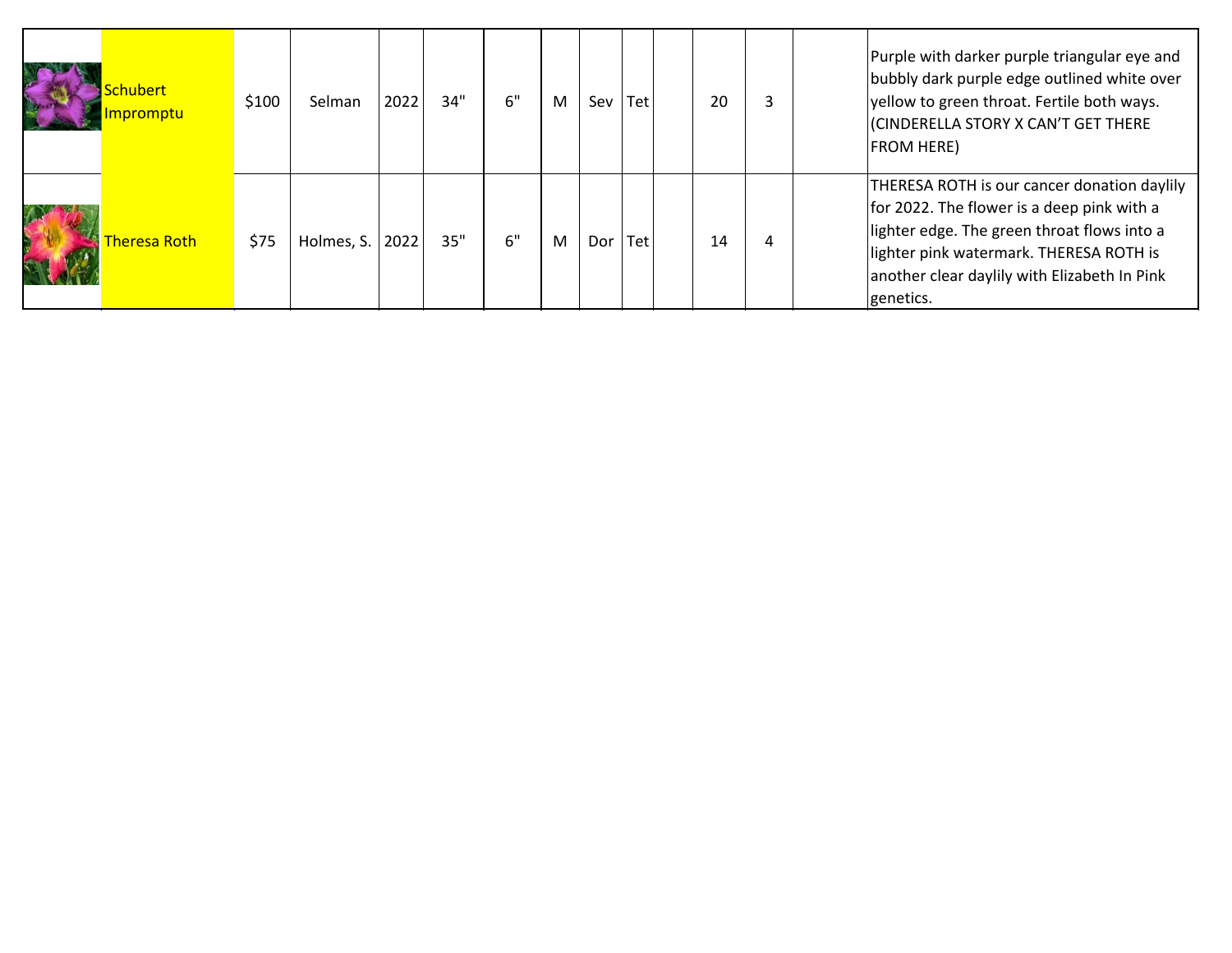| | | | | | | | | | | | | | | |
|---|---|---|---|---|---|---|---|---|---|---|---|---|---|---|
| | Schubert Impromptu | $100 | Selman | 2022 | 34" | 6" | M | Sev | Tet | | 20 | 3 | | Purple with darker purple triangular eye and bubbly dark purple edge outlined white over yellow to green throat. Fertile both ways. (CINDERELLA STORY X CAN'T GET THERE FROM HERE) |
| | Theresa Roth | $75 | Holmes, S. | 2022 | 35" | 6" | M | Dor | Tet | | 14 | 4 | | THERESA ROTH is our cancer donation daylily for 2022. The flower is a deep pink with a lighter edge. The green throat flows into a lighter pink watermark. THERESA ROTH is another clear daylily with Elizabeth In Pink genetics. |